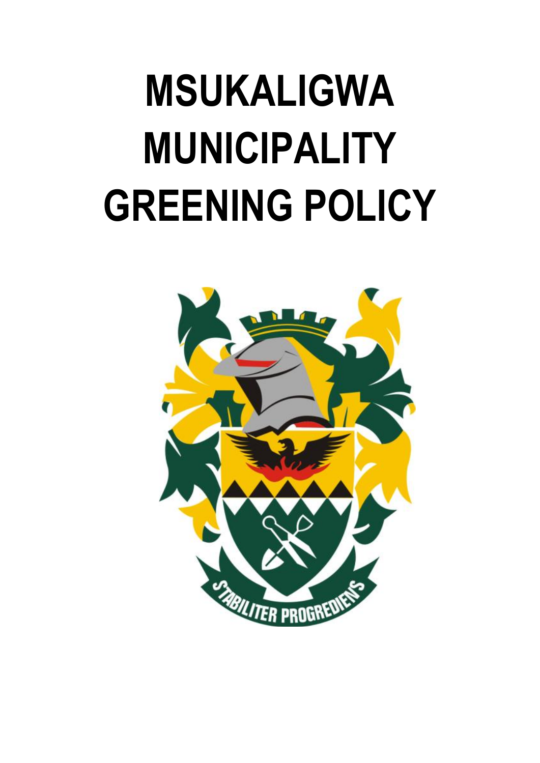# MSUKALIGWA MUNICIPALITY GREENING POLICY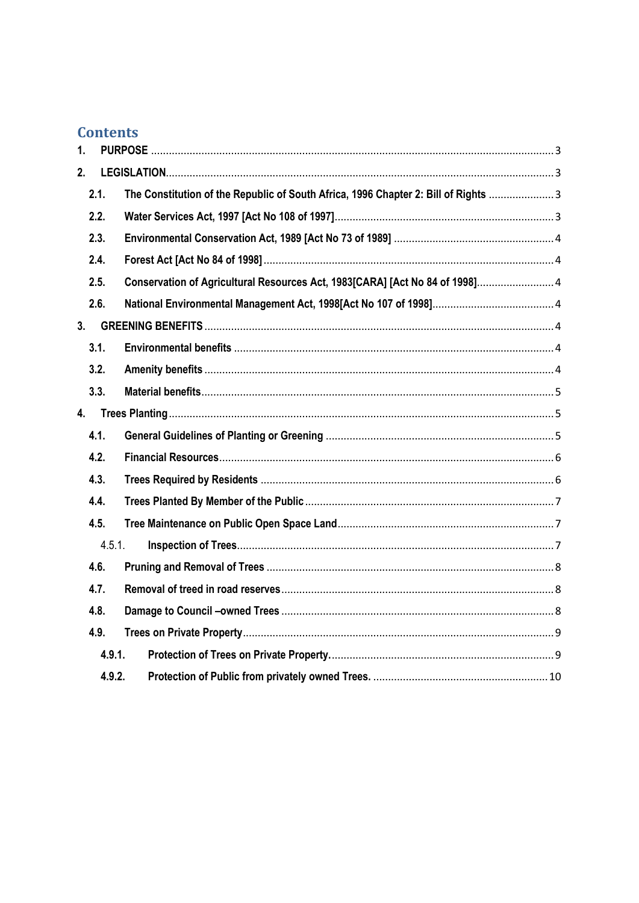# Contents

1. **PURPOSE** ........................................................................................................................ 3
2. **LEGISLATION** .................................................................................................................. 3
   - 2.1. **The Constitution of the Republic of South Africa, 1996 Chapter 2: Bill of Rights** ........................ 3
   - 2.2. **Water Services Act, 1997 [Act No 108 of 1997]** ........................................................................... 3
   - 2.3. **Environmental Conservation Act, 1989 [Act No 73 of 1989]** ....................................................... 4
   - 2.4. **Forest Act [Act No 84 of 1998]** .................................................................................................. 4
   - 2.5. **Conservation of Agricultural Resources Act, 1983[CARA] [Act No 84 of 1998]** ........................... 4
   - 2.6. **National Environmental Management Act, 1998[Act No 107 of 1998]** ......................................... 4
3. **GREENING BENEFITS** ...................................................................................................... 4
   - 3.1. **Environmental benefits** ............................................................................................................ 4
   - 3.2. **Amenity benefits** ..................................................................................................................... 4
   - 3.3. **Material benefits** ...................................................................................................................... 5
4. **Trees Planting** ................................................................................................................... 5
   - 4.1. **General Guidelines of Planting or Greening** ............................................................................. 5
   - 4.2. **Financial Resources** ................................................................................................................ 6
   - 4.3. **Trees Required by Residents** .................................................................................................. 6
   - 4.4. **Trees Planted By Member of the Public** .................................................................................... 7
   - 4.5. **Tree Maintenance on Public Open Space Land** ......................................................................... 7
     - 4.5.1. **Inspection of Trees** ........................................................................................................... 7
   - 4.6. **Pruning and Removal of Trees** ................................................................................................. 8
   - 4.7. **Removal of treed in road reserves** ........................................................................................... 8
   - 4.8. **Damage to Council –owned Trees** ............................................................................................ 8
   - 4.9. **Trees on Private Property** ......................................................................................................... 9
     - 4.9.1. **Protection of Trees on Private Property.** .............................................................................. 9
     - 4.9.2. **Protection of Public from privately owned Trees.** ............................................................... 10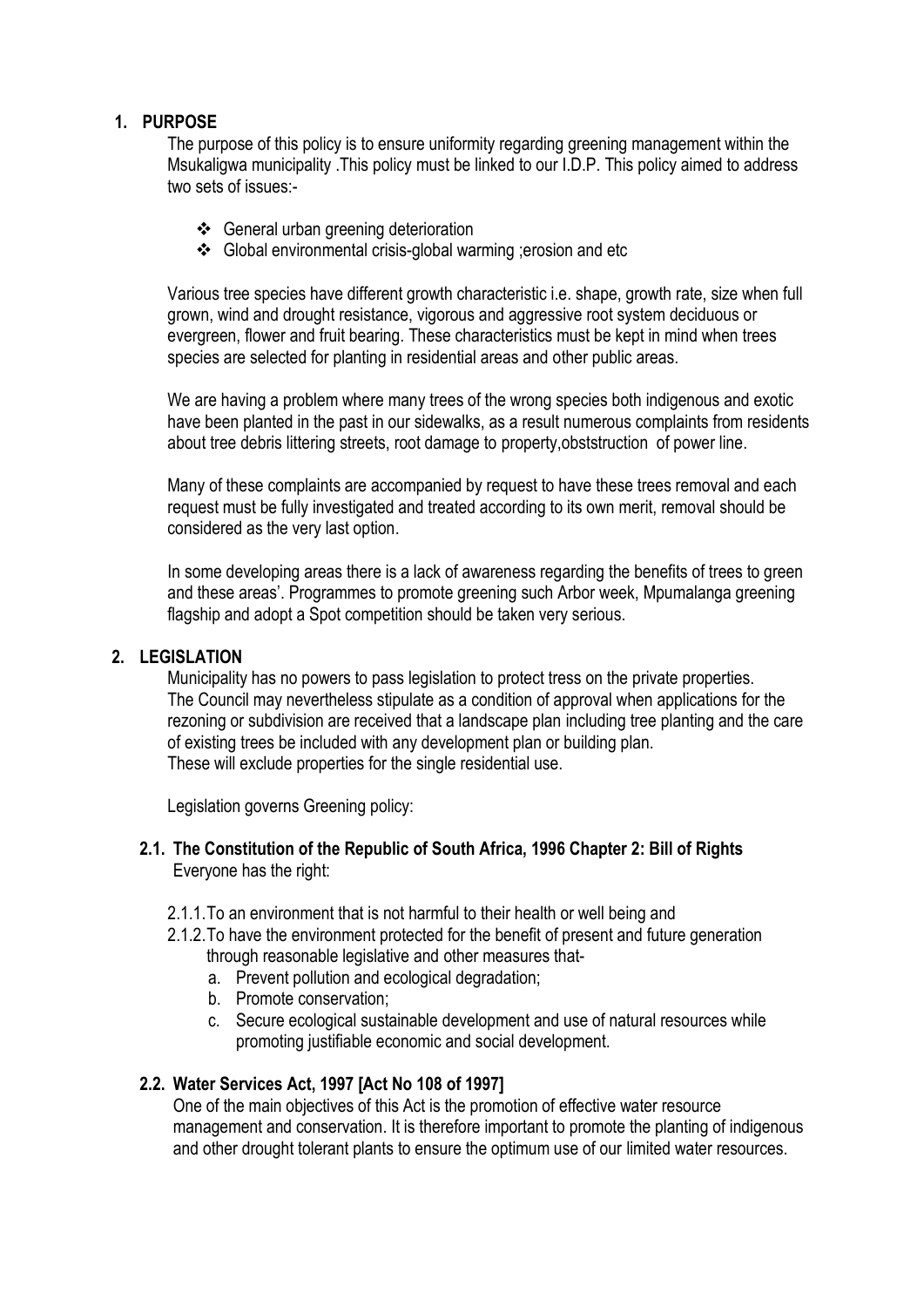## 1. PURPOSE

The purpose of this policy is to ensure uniformity regarding greening management within the Msukaligwa municipality .This policy must be linked to our I.D.P. This policy aimed to address two sets of issues:-

- General urban greening deterioration
- Global environmental crisis-global warming ;erosion and etc

Various tree species have different growth characteristic i.e. shape, growth rate, size when full grown, wind and drought resistance, vigorous and aggressive root system deciduous or evergreen, flower and fruit bearing. These characteristics must be kept in mind when trees species are selected for planting in residential areas and other public areas.

We are having a problem where many trees of the wrong species both indigenous and exotic have been planted in the past in our sidewalks, as a result numerous complaints from residents about tree debris littering streets, root damage to property,obststruction of power line.

Many of these complaints are accompanied by request to have these trees removal and each request must be fully investigated and treated according to its own merit, removal should be considered as the very last option.

In some developing areas there is a lack of awareness regarding the benefits of trees to green and these areas'. Programmes to promote greening such Arbor week, Mpumalanga greening flagship and adopt a Spot competition should be taken very serious.

## 2. LEGISLATION

Municipality has no powers to pass legislation to protect tress on the private properties. The Council may nevertheless stipulate as a condition of approval when applications for the rezoning or subdivision are received that a landscape plan including tree planting and the care of existing trees be included with any development plan or building plan. These will exclude properties for the single residential use.

Legislation governs Greening policy:

### 2.1. The Constitution of the Republic of South Africa, 1996 Chapter 2: Bill of Rights

Everyone has the right:

2.1.1. To an environment that is not harmful to their health or well being and

2.1.2. To have the environment protected for the benefit of present and future generation through reasonable legislative and other measures that-

a. Prevent pollution and ecological degradation;
b. Promote conservation;
c. Secure ecological sustainable development and use of natural resources while promoting justifiable economic and social development.

### 2.2. Water Services Act, 1997 [Act No 108 of 1997]

One of the main objectives of this Act is the promotion of effective water resource management and conservation. It is therefore important to promote the planting of indigenous and other drought tolerant plants to ensure the optimum use of our limited water resources.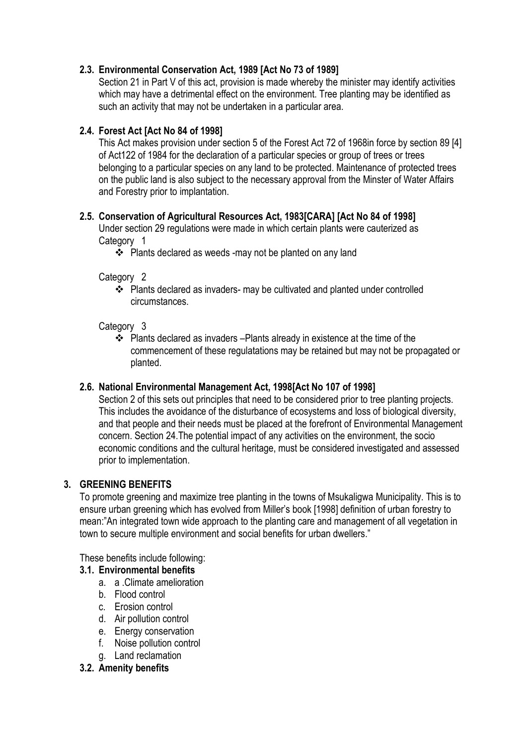### 2.3. Environmental Conservation Act, 1989 [Act No 73 of 1989]

Section 21 in Part V of this act, provision is made whereby the minister may identify activities which may have a detrimental effect on the environment. Tree planting may be identified as such an activity that may not be undertaken in a particular area.

### 2.4. Forest Act [Act No 84 of 1998]

This Act makes provision under section 5 of the Forest Act 72 of 1968in force by section 89 [4] of Act122 of 1984 for the declaration of a particular species or group of trees or trees belonging to a particular species on any land to be protected. Maintenance of protected trees on the public land is also subject to the necessary approval from the Minster of Water Affairs and Forestry prior to implantation.

### 2.5. Conservation of Agricultural Resources Act, 1983[CARA] [Act No 84 of 1998]

Under section 29 regulations were made in which certain plants were cauterized as

Category 1

- ❖ Plants declared as weeds -may not be planted on any land

Category 2

- ❖ Plants declared as invaders- may be cultivated and planted under controlled circumstances.

Category 3

- ❖ Plants declared as invaders –Plants already in existence at the time of the commencement of these regulatations may be retained but may not be propagated or planted.

### 2.6. National Environmental Management Act, 1998[Act No 107 of 1998]

Section 2 of this sets out principles that need to be considered prior to tree planting projects. This includes the avoidance of the disturbance of ecosystems and loss of biological diversity, and that people and their needs must be placed at the forefront of Environmental Management concern. Section 24.The potential impact of any activities on the environment, the socio economic conditions and the cultural heritage, must be considered investigated and assessed prior to implementation.

## 3. GREENING BENEFITS

To promote greening and maximize tree planting in the towns of Msukaligwa Municipality. This is to ensure urban greening which has evolved from Miller's book [1998] definition of urban forestry to mean:"An integrated town wide approach to the planting care and management of all vegetation in town to secure multiple environment and social benefits for urban dwellers."

These benefits include following:

### 3.1. Environmental benefits

a. a .Climate amelioration
b. Flood control
c. Erosion control
d. Air pollution control
e. Energy conservation
f. Noise pollution control
g. Land reclamation

### 3.2. Amenity benefits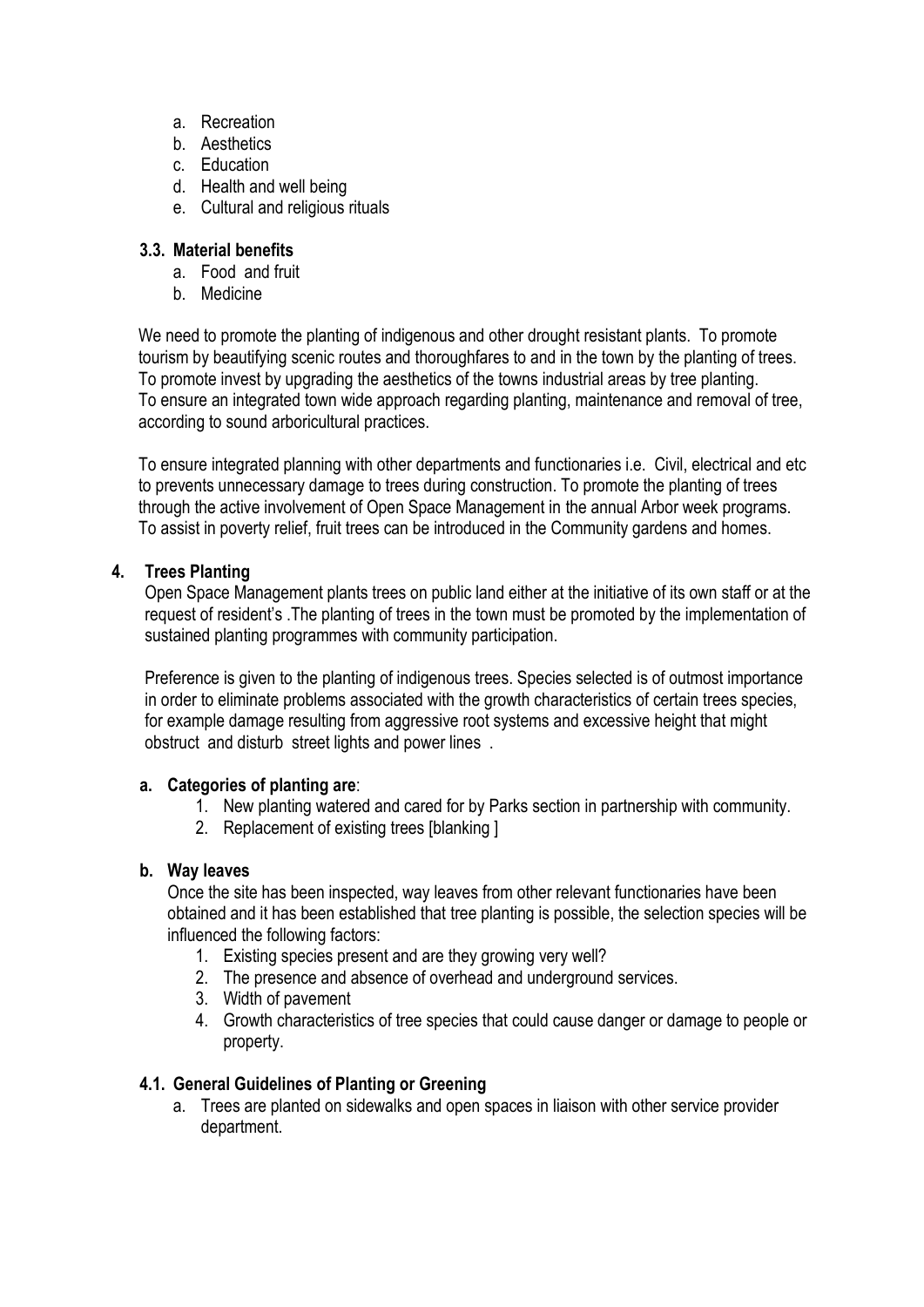a. Recreation
b. Aesthetics
c. Education
d. Health and well being
e. Cultural and religious rituals

### 3.3. Material benefits

a. Food and fruit
b. Medicine

We need to promote the planting of indigenous and other drought resistant plants. To promote tourism by beautifying scenic routes and thoroughfares to and in the town by the planting of trees. To promote invest by upgrading the aesthetics of the towns industrial areas by tree planting. To ensure an integrated town wide approach regarding planting, maintenance and removal of tree, according to sound arboricultural practices.

To ensure integrated planning with other departments and functionaries i.e. Civil, electrical and etc to prevents unnecessary damage to trees during construction. To promote the planting of trees through the active involvement of Open Space Management in the annual Arbor week programs. To assist in poverty relief, fruit trees can be introduced in the Community gardens and homes.

## 4. Trees Planting

Open Space Management plants trees on public land either at the initiative of its own staff or at the request of resident's .The planting of trees in the town must be promoted by the implementation of sustained planting programmes with community participation.

Preference is given to the planting of indigenous trees. Species selected is of outmost importance in order to eliminate problems associated with the growth characteristics of certain trees species, for example damage resulting from aggressive root systems and excessive height that might obstruct and disturb street lights and power lines .

### a. Categories of planting are:

1. New planting watered and cared for by Parks section in partnership with community.
2. Replacement of existing trees [blanking ]

### b. Way leaves

Once the site has been inspected, way leaves from other relevant functionaries have been obtained and it has been established that tree planting is possible, the selection species will be influenced the following factors:

1. Existing species present and are they growing very well?
2. The presence and absence of overhead and underground services.
3. Width of pavement
4. Growth characteristics of tree species that could cause danger or damage to people or property.

### 4.1. General Guidelines of Planting or Greening

a. Trees are planted on sidewalks and open spaces in liaison with other service provider department.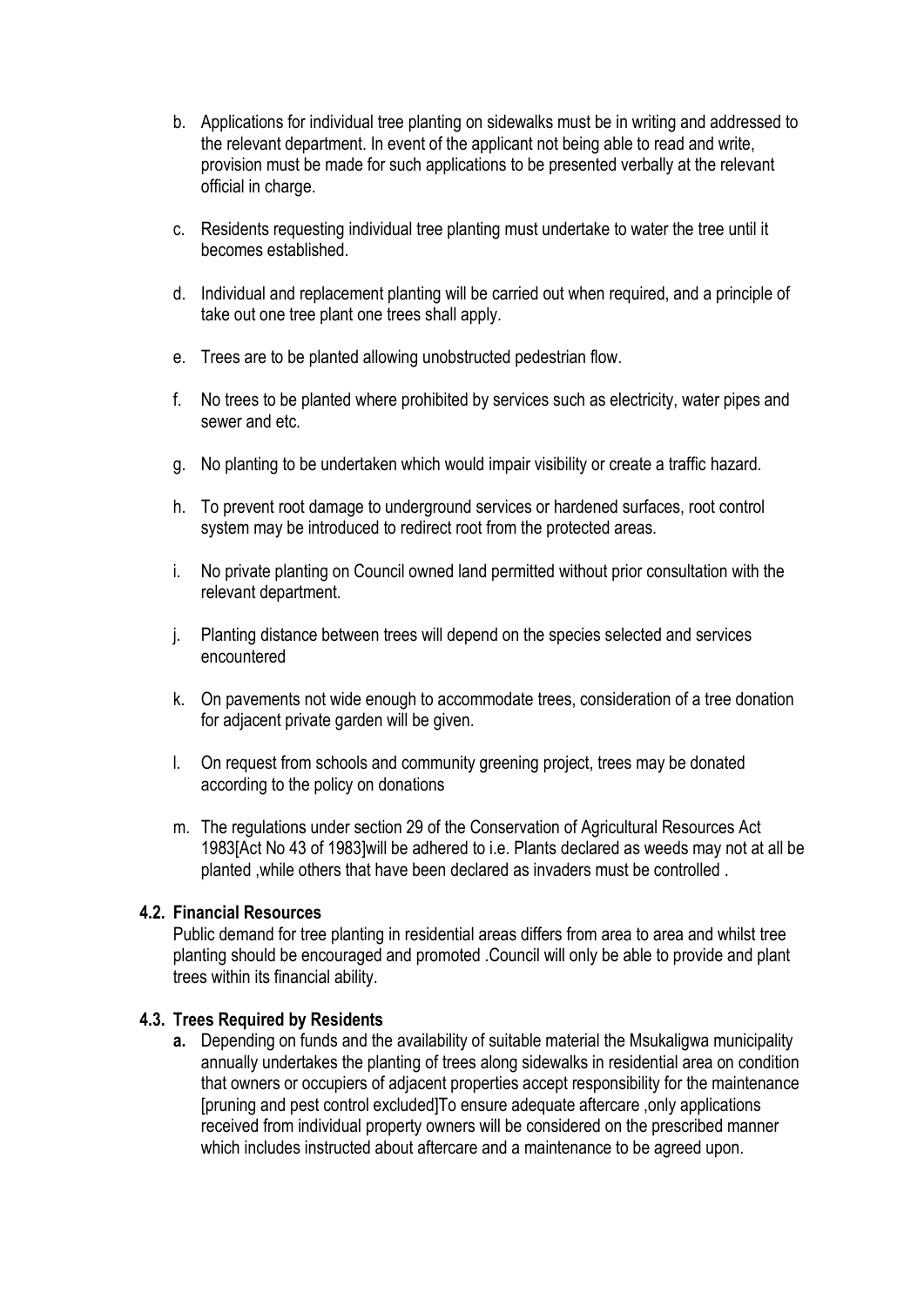b. Applications for individual tree planting on sidewalks must be in writing and addressed to the relevant department. In event of the applicant not being able to read and write, provision must be made for such applications to be presented verbally at the relevant official in charge.

c. Residents requesting individual tree planting must undertake to water the tree until it becomes established.

d. Individual and replacement planting will be carried out when required, and a principle of take out one tree plant one trees shall apply.

e. Trees are to be planted allowing unobstructed pedestrian flow.

f. No trees to be planted where prohibited by services such as electricity, water pipes and sewer and etc.

g. No planting to be undertaken which would impair visibility or create a traffic hazard.

h. To prevent root damage to underground services or hardened surfaces, root control system may be introduced to redirect root from the protected areas.

i. No private planting on Council owned land permitted without prior consultation with the relevant department.

j. Planting distance between trees will depend on the species selected and services encountered

k. On pavements not wide enough to accommodate trees, consideration of a tree donation for adjacent private garden will be given.

l. On request from schools and community greening project, trees may be donated according to the policy on donations

m. The regulations under section 29 of the Conservation of Agricultural Resources Act 1983[Act No 43 of 1983]will be adhered to i.e. Plants declared as weeds may not at all be planted ,while others that have been declared as invaders must be controlled .

### 4.2. Financial Resources

Public demand for tree planting in residential areas differs from area to area and whilst tree planting should be encouraged and promoted .Council will only be able to provide and plant trees within its financial ability.

### 4.3. Trees Required by Residents

**a.** Depending on funds and the availability of suitable material the Msukaligwa municipality annually undertakes the planting of trees along sidewalks in residential area on condition that owners or occupiers of adjacent properties accept responsibility for the maintenance [pruning and pest control excluded]To ensure adequate aftercare ,only applications received from individual property owners will be considered on the prescribed manner which includes instructed about aftercare and a maintenance to be agreed upon.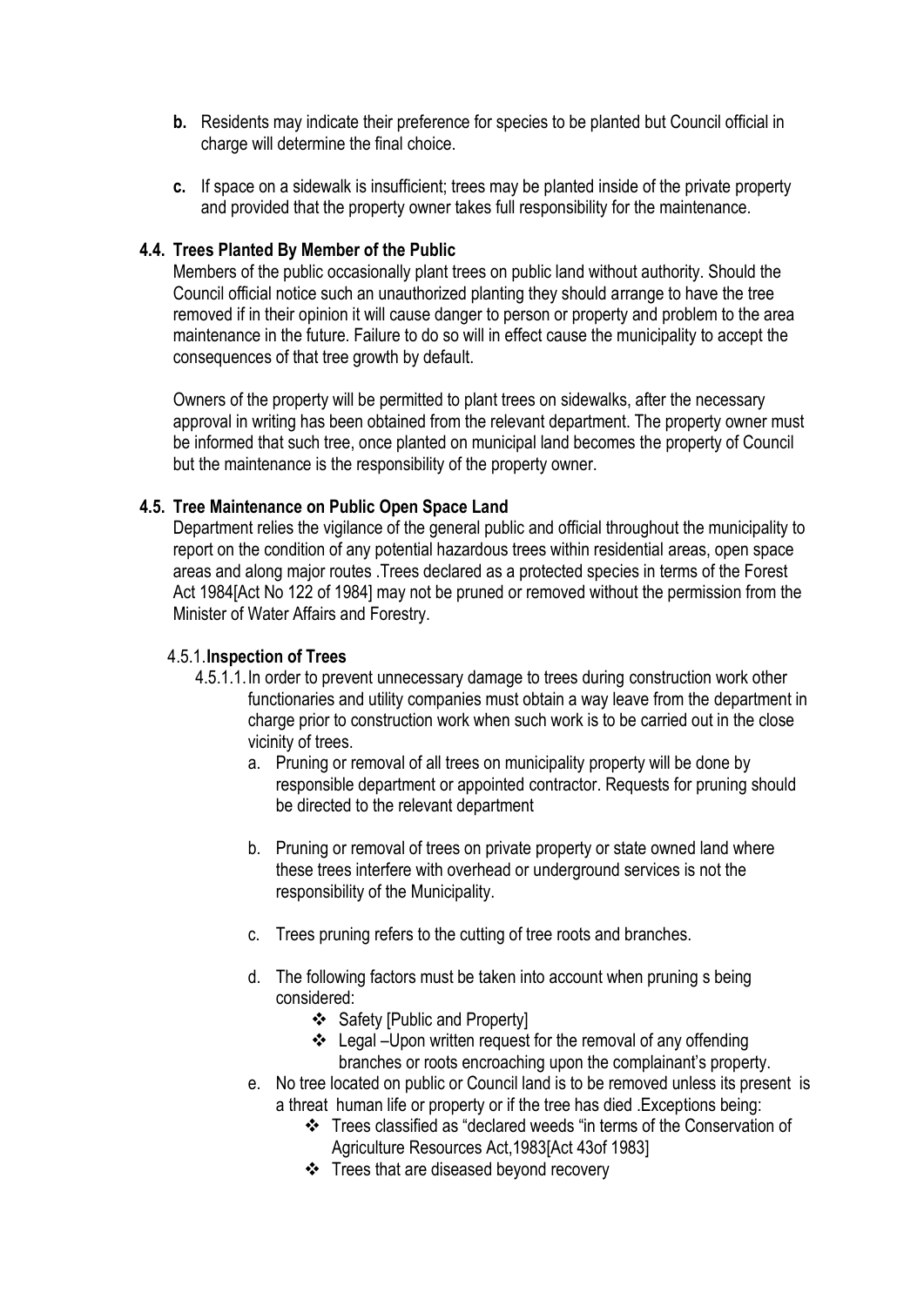**b.** Residents may indicate their preference for species to be planted but Council official in charge will determine the final choice.

**c.** If space on a sidewalk is insufficient; trees may be planted inside of the private property and provided that the property owner takes full responsibility for the maintenance.

### 4.4. Trees Planted By Member of the Public

Members of the public occasionally plant trees on public land without authority. Should the Council official notice such an unauthorized planting they should arrange to have the tree removed if in their opinion it will cause danger to person or property and problem to the area maintenance in the future. Failure to do so will in effect cause the municipality to accept the consequences of that tree growth by default.

Owners of the property will be permitted to plant trees on sidewalks, after the necessary approval in writing has been obtained from the relevant department. The property owner must be informed that such tree, once planted on municipal land becomes the property of Council but the maintenance is the responsibility of the property owner.

### 4.5. Tree Maintenance on Public Open Space Land

Department relies the vigilance of the general public and official throughout the municipality to report on the condition of any potential hazardous trees within residential areas, open space areas and along major routes .Trees declared as a protected species in terms of the Forest Act 1984[Act No 122 of 1984] may not be pruned or removed without the permission from the Minister of Water Affairs and Forestry.

#### 4.5.1. Inspection of Trees

4.5.1.1. In order to prevent unnecessary damage to trees during construction work other functionaries and utility companies must obtain a way leave from the department in charge prior to construction work when such work is to be carried out in the close vicinity of trees.

a. Pruning or removal of all trees on municipality property will be done by responsible department or appointed contractor. Requests for pruning should be directed to the relevant department

b. Pruning or removal of trees on private property or state owned land where these trees interfere with overhead or underground services is not the responsibility of the Municipality.

c. Trees pruning refers to the cutting of tree roots and branches.

d. The following factors must be taken into account when pruning s being considered:
   - Safety [Public and Property]
   - Legal –Upon written request for the removal of any offending branches or roots encroaching upon the complainant's property.

e. No tree located on public or Council land is to be removed unless its present is a threat human life or property or if the tree has died .Exceptions being:
   - Trees classified as "declared weeds "in terms of the Conservation of Agriculture Resources Act,1983[Act 43of 1983]
   - Trees that are diseased beyond recovery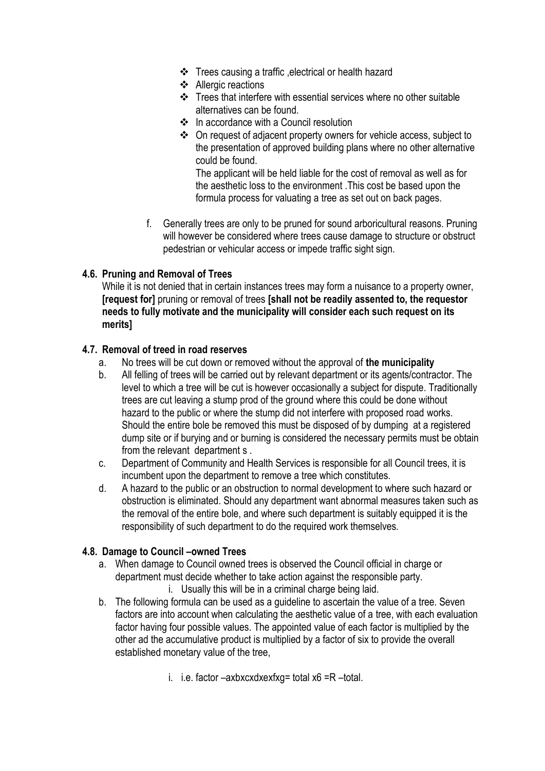- ❖ Trees causing a traffic ,electrical or health hazard
- ❖ Allergic reactions
- ❖ Trees that interfere with essential services where no other suitable alternatives can be found.
- ❖ In accordance with a Council resolution
- ❖ On request of adjacent property owners for vehicle access, subject to the presentation of approved building plans where no other alternative could be found.

  The applicant will be held liable for the cost of removal as well as for the aesthetic loss to the environment .This cost be based upon the formula process for valuating a tree as set out on back pages.

f. Generally trees are only to be pruned for sound arboricultural reasons. Pruning will however be considered where trees cause damage to structure or obstruct pedestrian or vehicular access or impede traffic sight sign.

### 4.6. Pruning and Removal of Trees

While it is not denied that in certain instances trees may form a nuisance to a property owner, **[request for]** pruning or removal of trees **[shall not be readily assented to, the requestor needs to fully motivate and the municipality will consider each such request on its merits]**

### 4.7. Removal of treed in road reserves

a. No trees will be cut down or removed without the approval of **the municipality**

b. All felling of trees will be carried out by relevant department or its agents/contractor. The level to which a tree will be cut is however occasionally a subject for dispute. Traditionally trees are cut leaving a stump prod of the ground where this could be done without hazard to the public or where the stump did not interfere with proposed road works. Should the entire bole be removed this must be disposed of by dumping at a registered dump site or if burying and or burning is considered the necessary permits must be obtain from the relevant department s .

c. Department of Community and Health Services is responsible for all Council trees, it is incumbent upon the department to remove a tree which constitutes.

d. A hazard to the public or an obstruction to normal development to where such hazard or obstruction is eliminated. Should any department want abnormal measures taken such as the removal of the entire bole, and where such department is suitably equipped it is the responsibility of such department to do the required work themselves.

### 4.8. Damage to Council –owned Trees

a. When damage to Council owned trees is observed the Council official in charge or department must decide whether to take action against the responsible party.

   i. Usually this will be in a criminal charge being laid.

b. The following formula can be used as a guideline to ascertain the value of a tree. Seven factors are into account when calculating the aesthetic value of a tree, with each evaluation factor having four possible values. The appointed value of each factor is multiplied by the other ad the accumulative product is multiplied by a factor of six to provide the overall established monetary value of the tree,

   i. i.e. factor –axbxcxdxexfxg= total x6 =R –total.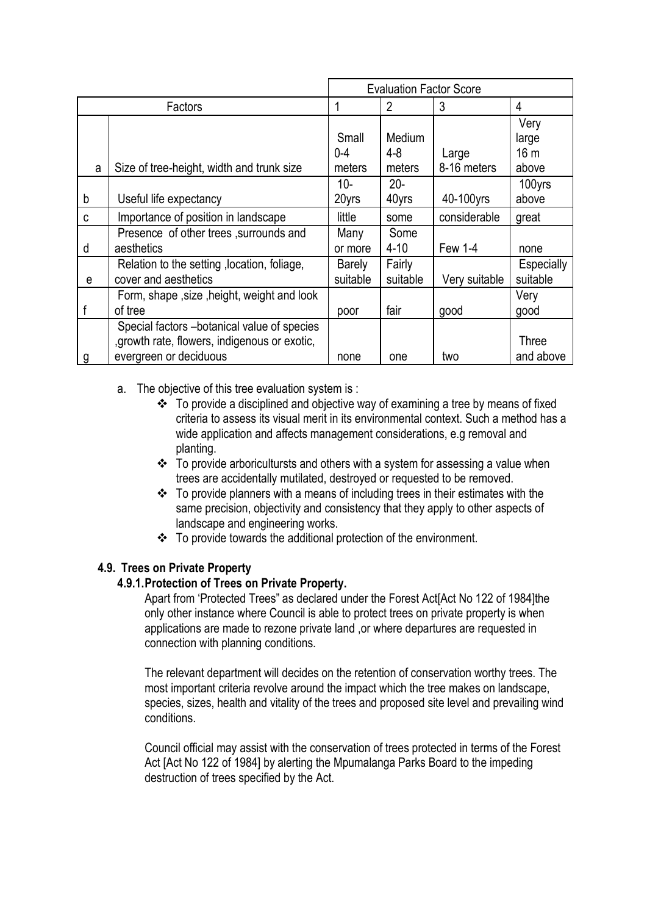| | Factors | Evaluation Factor Score | | | |
|---|---|---|---|---|---|
| | | 1 | 2 | 3 | 4 |
| a | Size of tree-height, width and trunk size | Small 0-4 meters | Medium 4-8 meters | Large 8-16 meters | Very large 16 m above |
| b | Useful life expectancy | 10-20yrs | 20-40yrs | 40-100yrs | 100yrs above |
| c | Importance of position in landscape | little | some | considerable | great |
| d | Presence of other trees ,surrounds and aesthetics | Many or more | Some 4-10 | Few 1-4 | none |
| e | Relation to the setting ,location, foliage, cover and aesthetics | Barely suitable | Fairly suitable | Very suitable | Especially suitable |
| f | Form, shape ,size ,height, weight and look of tree | poor | fair | good | Very good |
| g | Special factors –botanical value of species ,growth rate, flowers, indigenous or exotic, evergreen or deciduous | none | one | two | Three and above |

a. The objective of this tree evaluation system is :
   - To provide a disciplined and objective way of examining a tree by means of fixed criteria to assess its visual merit in its environmental context. Such a method has a wide application and affects management considerations, e.g removal and planting.
   - To provide arboricultursts and others with a system for assessing a value when trees are accidentally mutilated, destroyed or requested to be removed.
   - To provide planners with a means of including trees in their estimates with the same precision, objectivity and consistency that they apply to other aspects of landscape and engineering works.
   - To provide towards the additional protection of the environment.

## 4.9. Trees on Private Property

### 4.9.1. Protection of Trees on Private Property.

Apart from 'Protected Trees" as declared under the Forest Act[Act No 122 of 1984]the only other instance where Council is able to protect trees on private property is when applications are made to rezone private land ,or where departures are requested in connection with planning conditions.

The relevant department will decides on the retention of conservation worthy trees. The most important criteria revolve around the impact which the tree makes on landscape, species, sizes, health and vitality of the trees and proposed site level and prevailing wind conditions.

Council official may assist with the conservation of trees protected in terms of the Forest Act [Act No 122 of 1984] by alerting the Mpumalanga Parks Board to the impeding destruction of trees specified by the Act.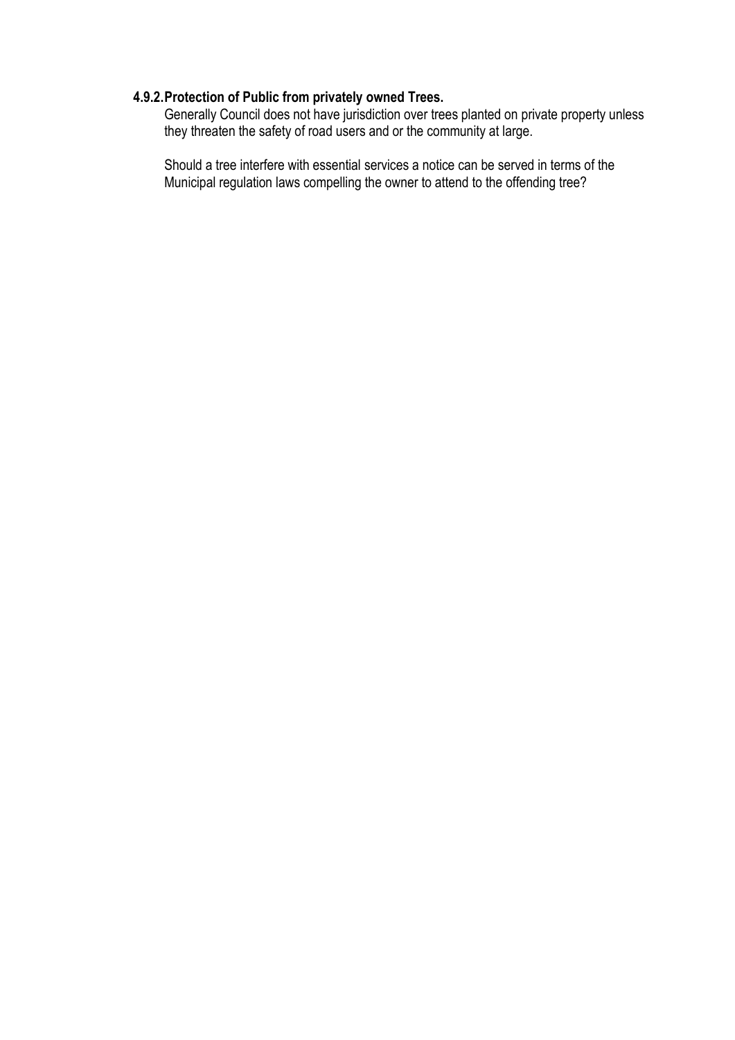#### 4.9.2. Protection of Public from privately owned Trees.

Generally Council does not have jurisdiction over trees planted on private property unless they threaten the safety of road users and or the community at large.

Should a tree interfere with essential services a notice can be served in terms of the Municipal regulation laws compelling the owner to attend to the offending tree?